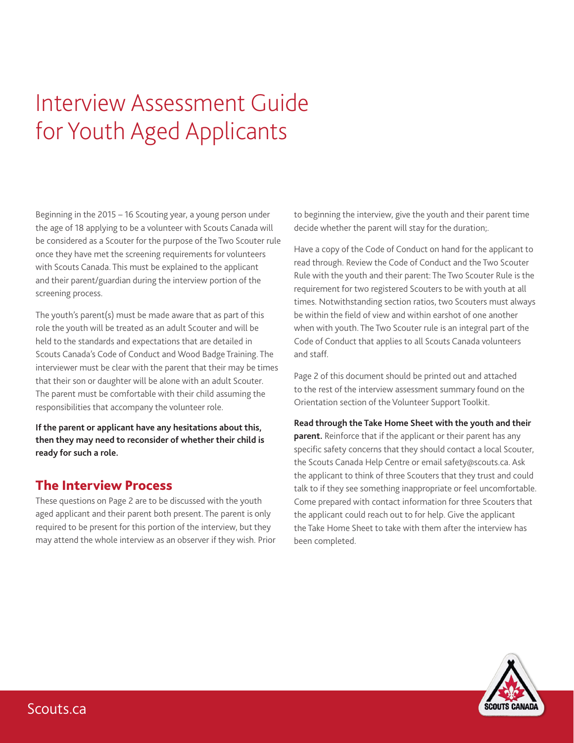# Interview Assessment Guide for Youth Aged Applicants

Beginning in the 2015 – 16 Scouting year, a young person under the age of 18 applying to be a volunteer with Scouts Canada will be considered as a Scouter for the purpose of the Two Scouter rule once they have met the screening requirements for volunteers with Scouts Canada. This must be explained to the applicant and their parent/guardian during the interview portion of the screening process.

The youth's parent(s) must be made aware that as part of this role the youth will be treated as an adult Scouter and will be held to the standards and expectations that are detailed in Scouts Canada's Code of Conduct and Wood Badge Training. The interviewer must be clear with the parent that their may be times that their son or daughter will be alone with an adult Scouter. The parent must be comfortable with their child assuming the responsibilities that accompany the volunteer role.

**If the parent or applicant have any hesitations about this, then they may need to reconsider of whether their child is ready for such a role.**

## The Interview Process

These questions on Page 2 are to be discussed with the youth aged applicant and their parent both present. The parent is only required to be present for this portion of the interview, but they may attend the whole interview as an observer if they wish. Prior to beginning the interview, give the youth and their parent time decide whether the parent will stay for the duration;.

Have a copy of the Code of Conduct on hand for the applicant to read through. Review the Code of Conduct and the Two Scouter Rule with the youth and their parent: The Two Scouter Rule is the requirement for two registered Scouters to be with youth at all times. Notwithstanding section ratios, two Scouters must always be within the field of view and within earshot of one another when with youth. The Two Scouter rule is an integral part of the Code of Conduct that applies to all Scouts Canada volunteers and staff.

Page 2 of this document should be printed out and attached to the rest of the interview assessment summary found on the Orientation section of the Volunteer Support Toolkit.

**Read through the Take Home Sheet with the youth and their parent.** Reinforce that if the applicant or their parent has any specific safety concerns that they should contact a local Scouter, the Scouts Canada Help Centre or email safety@scouts.ca. Ask the applicant to think of three Scouters that they trust and could talk to if they see something inappropriate or feel uncomfortable. Come prepared with contact information for three Scouters that the applicant could reach out to for help. Give the applicant the Take Home Sheet to take with them after the interview has been completed.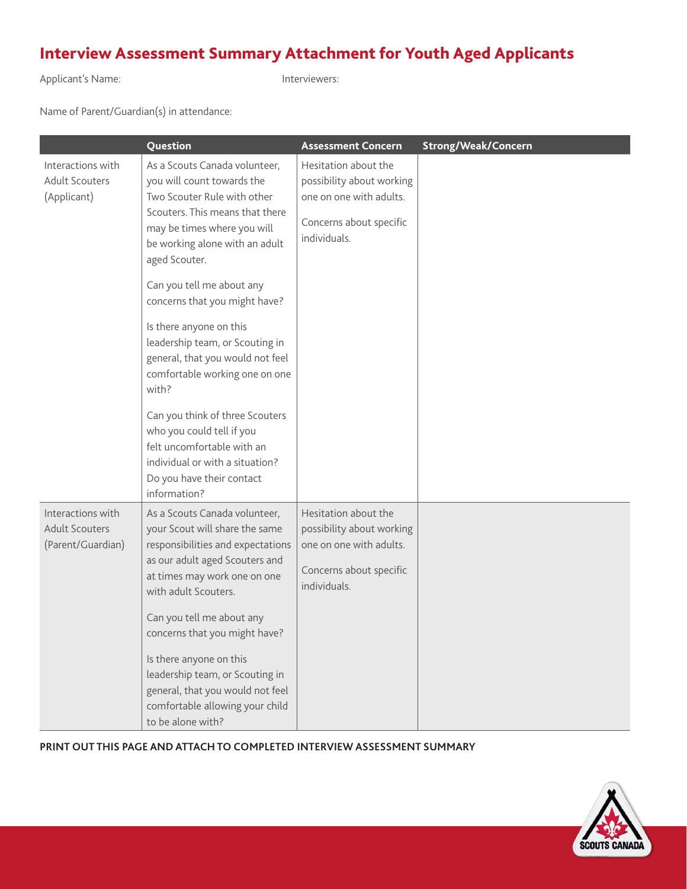# Interview Assessment Summary Attachment for Youth Aged Applicants

Applicant's Name: 　　　　　　　　　　 Interviewers:

Name of Parent/Guardian(s) in attendance:

| | Question | Assessment Concern | Strong/Weak/Concern |
|---|---|---|---|
| Interactions with Adult Scouters (Applicant) | As a Scouts Canada volunteer, you will count towards the Two Scouter Rule with other Scouters. This means that there may be times where you will be working alone with an adult aged Scouter.<br><br>Can you tell me about any concerns that you might have?<br><br>Is there anyone on this leadership team, or Scouting in general, that you would not feel comfortable working one on one with?<br><br>Can you think of three Scouters who you could tell if you felt uncomfortable with an individual or with a situation? Do you have their contact information? | Hesitation about the possibility about working one on one with adults.<br><br>Concerns about specific individuals. | |
| Interactions with Adult Scouters (Parent/Guardian) | As a Scouts Canada volunteer, your Scout will share the same responsibilities and expectations as our adult aged Scouters and at times may work one on one with adult Scouters.<br><br>Can you tell me about any concerns that you might have?<br><br>Is there anyone on this leadership team, or Scouting in general, that you would not feel comfortable allowing your child to be alone with? | Hesitation about the possibility about working one on one with adults.<br><br>Concerns about specific individuals. | |

**PRINT OUT THIS PAGE AND ATTACH TO COMPLETED INTERVIEW ASSESSMENT SUMMARY**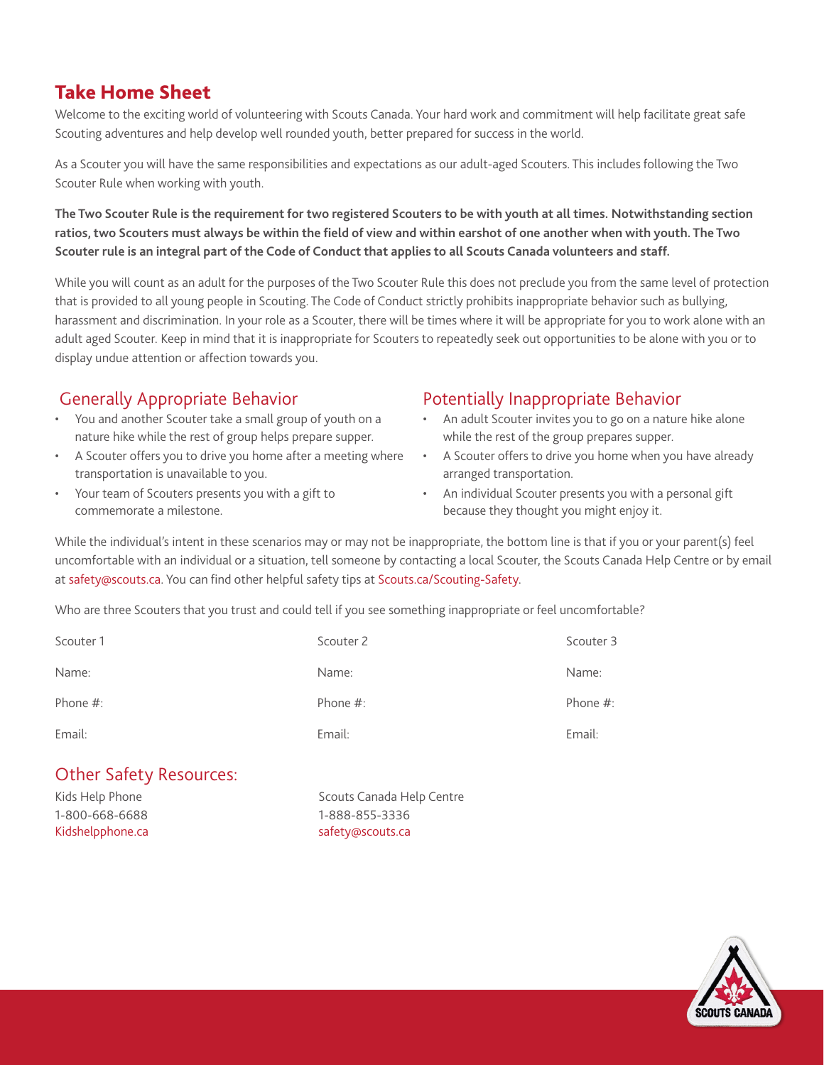## Take Home Sheet

Welcome to the exciting world of volunteering with Scouts Canada. Your hard work and commitment will help facilitate great safe Scouting adventures and help develop well rounded youth, better prepared for success in the world.

As a Scouter you will have the same responsibilities and expectations as our adult-aged Scouters. This includes following the Two Scouter Rule when working with youth.

**The Two Scouter Rule is the requirement for two registered Scouters to be with youth at all times. Notwithstanding section ratios, two Scouters must always be within the field of view and within earshot of one another when with youth. The Two Scouter rule is an integral part of the Code of Conduct that applies to all Scouts Canada volunteers and staff.**

While you will count as an adult for the purposes of the Two Scouter Rule this does not preclude you from the same level of protection that is provided to all young people in Scouting. The Code of Conduct strictly prohibits inappropriate behavior such as bullying, harassment and discrimination. In your role as a Scouter, there will be times where it will be appropriate for you to work alone with an adult aged Scouter. Keep in mind that it is inappropriate for Scouters to repeatedly seek out opportunities to be alone with you or to display undue attention or affection towards you.

### Generally Appropriate Behavior

- You and another Scouter take a small group of youth on a nature hike while the rest of group helps prepare supper.
- A Scouter offers you to drive you home after a meeting where transportation is unavailable to you.
- Your team of Scouters presents you with a gift to commemorate a milestone.

### Potentially Inappropriate Behavior

- An adult Scouter invites you to go on a nature hike alone while the rest of the group prepares supper.
- A Scouter offers to drive you home when you have already arranged transportation.
- An individual Scouter presents you with a personal gift because they thought you might enjoy it.

While the individual's intent in these scenarios may or may not be inappropriate, the bottom line is that if you or your parent(s) feel uncomfortable with an individual or a situation, tell someone by contacting a local Scouter, the Scouts Canada Help Centre or by email at safety@scouts.ca. You can find other helpful safety tips at Scouts.ca/Scouting-Safety.

Who are three Scouters that you trust and could tell if you see something inappropriate or feel uncomfortable?

| Scouter 1 | Scouter 2 | Scouter 3 |
|---|---|---|
| Name: | Name: | Name: |
| Phone #: | Phone #: | Phone #: |
| Email: | Email: | Email: |

### Other Safety Resources:

Kids Help Phone
1-800-668-6688
Kidshelpphone.ca

Scouts Canada Help Centre
1-888-855-3336
safety@scouts.ca